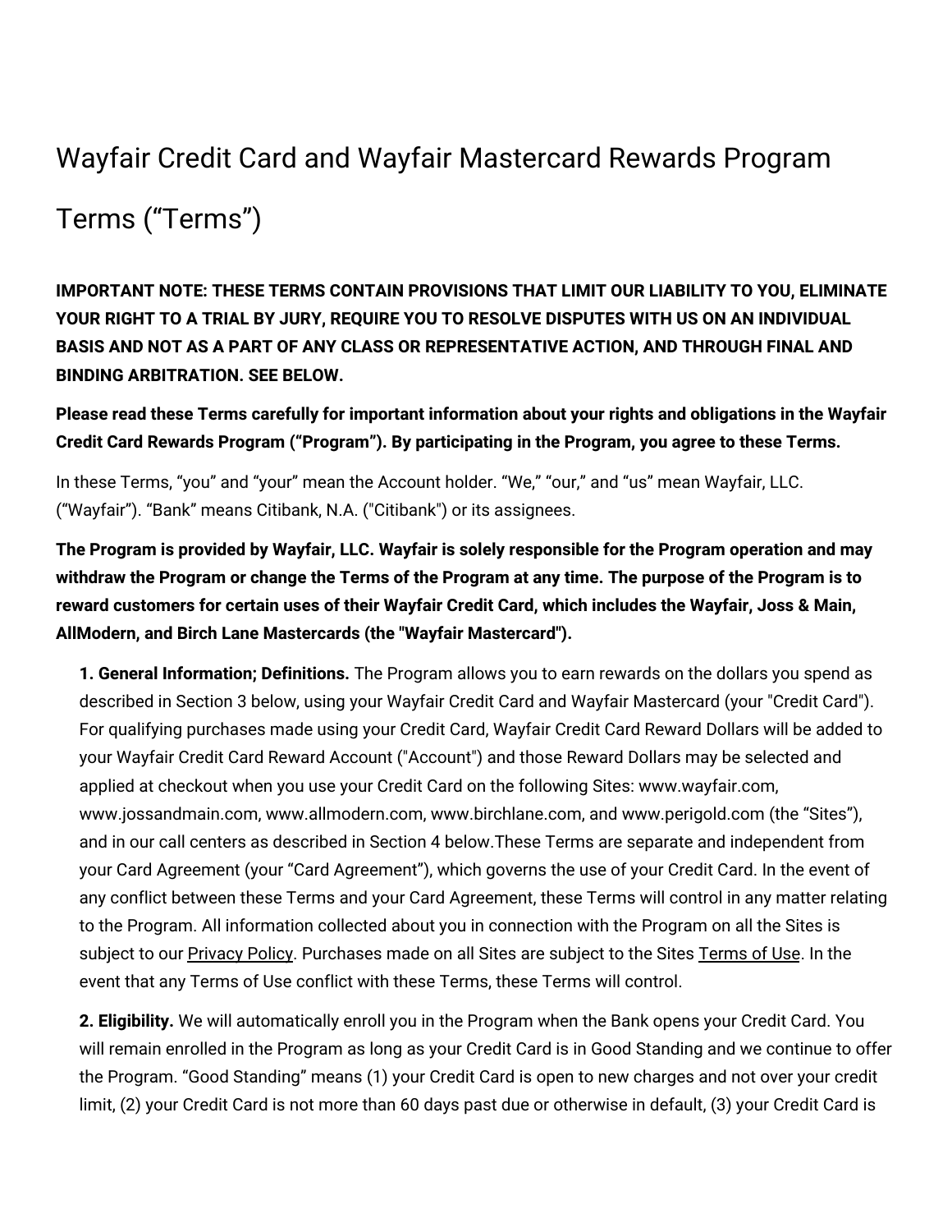# Wayfair Credit Card and Wayfair Mastercard Rewards Program Terms (“Terms”)

**IMPORTANT NOTE: THESE TERMS CONTAIN PROVISIONS THAT LIMIT OUR LIABILITY TO YOU, ELIMINATE YOUR RIGHT TO A TRIAL BY JURY, REQUIRE YOU TO RESOLVE DISPUTES WITH US ON AN INDIVIDUAL BASIS AND NOT AS A PART OF ANY CLASS OR REPRESENTATIVE ACTION, AND THROUGH FINAL AND BINDING ARBITRATION. SEE BELOW.**

**Please read these Terms carefully for important information about your rights and obligations in the Wayfair Credit Card Rewards Program (“Program”). By participating in the Program, you agree to these Terms.**

In these Terms, “you” and “your” mean the Account holder. “We,” “our,” and “us” mean Wayfair, LLC. (“Wayfair”). “Bank” means Citibank, N.A. ("Citibank") or its assignees.

**The Program is provided by Wayfair, LLC. Wayfair is solely responsible for the Program operation and may withdraw the Program or change the Terms of the Program at any time. The purpose of the Program is to reward customers for certain uses of their Wayfair Credit Card, which includes the Wayfair, Joss & Main, AllModern, and Birch Lane Mastercards (the "Wayfair Mastercard").**

**1. General Information; Definitions.** The Program allows you to earn rewards on the dollars you spend as described in Section 3 below, using your Wayfair Credit Card and Wayfair Mastercard (your "Credit Card"). For qualifying purchases made using your Credit Card, Wayfair Credit Card Reward Dollars will be added to your Wayfair Credit Card Reward Account ("Account") and those Reward Dollars may be selected and applied at checkout when you use your Credit Card on the following Sites: www.wayfair.com, www.jossandmain.com, www.allmodern.com, www.birchlane.com, and www.perigold.com (the “Sites”), and in our call centers as described in Section 4 below.These Terms are separate and independent from your Card Agreement (your “Card Agreement”), which governs the use of your Credit Card. In the event of any conflict between these Terms and your Card Agreement, these Terms will control in any matter relating to the Program. All information collected about you in connection with the Program on all the Sites is subject to our Privacy Policy. Purchases made on all Sites are subject to the Sites Terms of Use. In the event that any Terms of Use conflict with these Terms, these Terms will control.

**2. Eligibility.** We will automatically enroll you in the Program when the Bank opens your Credit Card. You will remain enrolled in the Program as long as your Credit Card is in Good Standing and we continue to offer the Program. “Good Standing” means (1) your Credit Card is open to new charges and not over your credit limit, (2) your Credit Card is not more than 60 days past due or otherwise in default, (3) your Credit Card is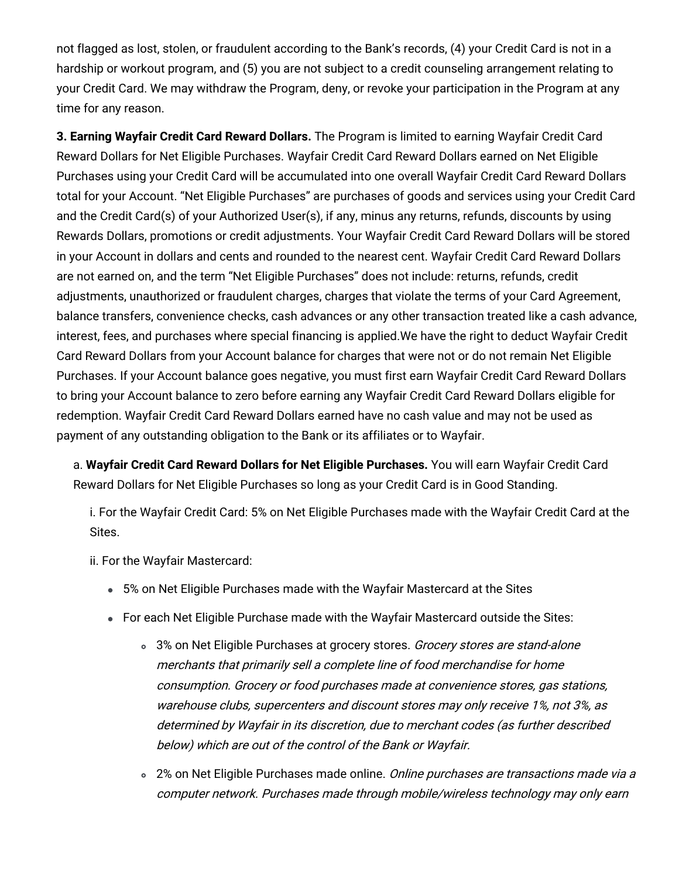not flagged as lost, stolen, or fraudulent according to the Bank's records, (4) your Credit Card is not in a hardship or workout program, and (5) you are not subject to a credit counseling arrangement relating to your Credit Card. We may withdraw the Program, deny, or revoke your participation in the Program at any time for any reason.

**3. Earning Wayfair Credit Card Reward Dollars.** The Program is limited to earning Wayfair Credit Card Reward Dollars for Net Eligible Purchases. Wayfair Credit Card Reward Dollars earned on Net Eligible Purchases using your Credit Card will be accumulated into one overall Wayfair Credit Card Reward Dollars total for your Account. "Net Eligible Purchases" are purchases of goods and services using your Credit Card and the Credit Card(s) of your Authorized User(s), if any, minus any returns, refunds, discounts by using Rewards Dollars, promotions or credit adjustments. Your Wayfair Credit Card Reward Dollars will be stored in your Account in dollars and cents and rounded to the nearest cent. Wayfair Credit Card Reward Dollars are not earned on, and the term "Net Eligible Purchases" does not include: returns, refunds, credit adjustments, unauthorized or fraudulent charges, charges that violate the terms of your Card Agreement, balance transfers, convenience checks, cash advances or any other transaction treated like a cash advance, interest, fees, and purchases where special financing is applied.We have the right to deduct Wayfair Credit Card Reward Dollars from your Account balance for charges that were not or do not remain Net Eligible Purchases. If your Account balance goes negative, you must first earn Wayfair Credit Card Reward Dollars to bring your Account balance to zero before earning any Wayfair Credit Card Reward Dollars eligible for redemption. Wayfair Credit Card Reward Dollars earned have no cash value and may not be used as payment of any outstanding obligation to the Bank or its affiliates or to Wayfair.

a. **Wayfair Credit Card Reward Dollars for Net Eligible Purchases.** You will earn Wayfair Credit Card Reward Dollars for Net Eligible Purchases so long as your Credit Card is in Good Standing.

i. For the Wayfair Credit Card: 5% on Net Eligible Purchases made with the Wayfair Credit Card at the Sites.

ii. For the Wayfair Mastercard:

- 5% on Net Eligible Purchases made with the Wayfair Mastercard at the Sites
- For each Net Eligible Purchase made with the Wayfair Mastercard outside the Sites:
  - 3% on Net Eligible Purchases at grocery stores. *Grocery stores are stand-alone merchants that primarily sell a complete line of food merchandise for home consumption. Grocery or food purchases made at convenience stores, gas stations, warehouse clubs, supercenters and discount stores may only receive 1%, not 3%, as determined by Wayfair in its discretion, due to merchant codes (as further described below) which are out of the control of the Bank or Wayfair.*
  - 2% on Net Eligible Purchases made online. *Online purchases are transactions made via a computer network. Purchases made through mobile/wireless technology may only earn*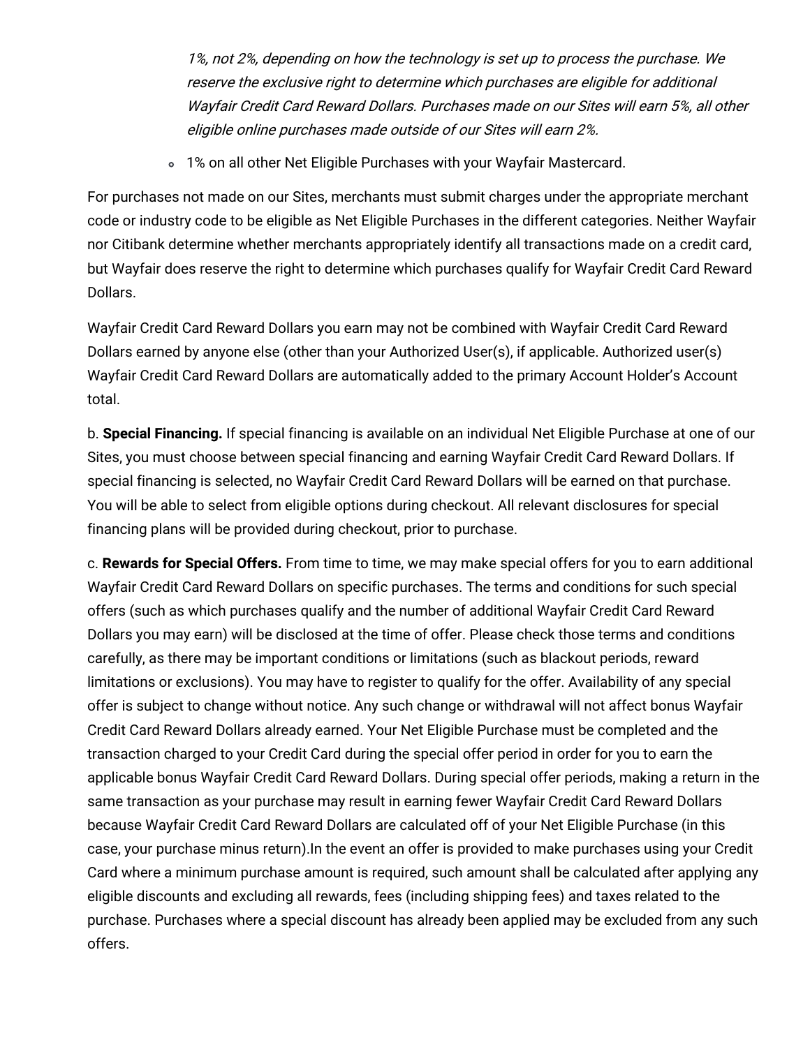*1%, not 2%, depending on how the technology is set up to process the purchase. We reserve the exclusive right to determine which purchases are eligible for additional Wayfair Credit Card Reward Dollars. Purchases made on our Sites will earn 5%, all other eligible online purchases made outside of our Sites will earn 2%.*

  - 1% on all other Net Eligible Purchases with your Wayfair Mastercard.

For purchases not made on our Sites, merchants must submit charges under the appropriate merchant code or industry code to be eligible as Net Eligible Purchases in the different categories. Neither Wayfair nor Citibank determine whether merchants appropriately identify all transactions made on a credit card, but Wayfair does reserve the right to determine which purchases qualify for Wayfair Credit Card Reward Dollars.

Wayfair Credit Card Reward Dollars you earn may not be combined with Wayfair Credit Card Reward Dollars earned by anyone else (other than your Authorized User(s), if applicable. Authorized user(s) Wayfair Credit Card Reward Dollars are automatically added to the primary Account Holder's Account total.

b. **Special Financing.** If special financing is available on an individual Net Eligible Purchase at one of our Sites, you must choose between special financing and earning Wayfair Credit Card Reward Dollars. If special financing is selected, no Wayfair Credit Card Reward Dollars will be earned on that purchase. You will be able to select from eligible options during checkout. All relevant disclosures for special financing plans will be provided during checkout, prior to purchase.

c. **Rewards for Special Offers.** From time to time, we may make special offers for you to earn additional Wayfair Credit Card Reward Dollars on specific purchases. The terms and conditions for such special offers (such as which purchases qualify and the number of additional Wayfair Credit Card Reward Dollars you may earn) will be disclosed at the time of offer. Please check those terms and conditions carefully, as there may be important conditions or limitations (such as blackout periods, reward limitations or exclusions). You may have to register to qualify for the offer. Availability of any special offer is subject to change without notice. Any such change or withdrawal will not affect bonus Wayfair Credit Card Reward Dollars already earned. Your Net Eligible Purchase must be completed and the transaction charged to your Credit Card during the special offer period in order for you to earn the applicable bonus Wayfair Credit Card Reward Dollars. During special offer periods, making a return in the same transaction as your purchase may result in earning fewer Wayfair Credit Card Reward Dollars because Wayfair Credit Card Reward Dollars are calculated off of your Net Eligible Purchase (in this case, your purchase minus return).In the event an offer is provided to make purchases using your Credit Card where a minimum purchase amount is required, such amount shall be calculated after applying any eligible discounts and excluding all rewards, fees (including shipping fees) and taxes related to the purchase. Purchases where a special discount has already been applied may be excluded from any such offers.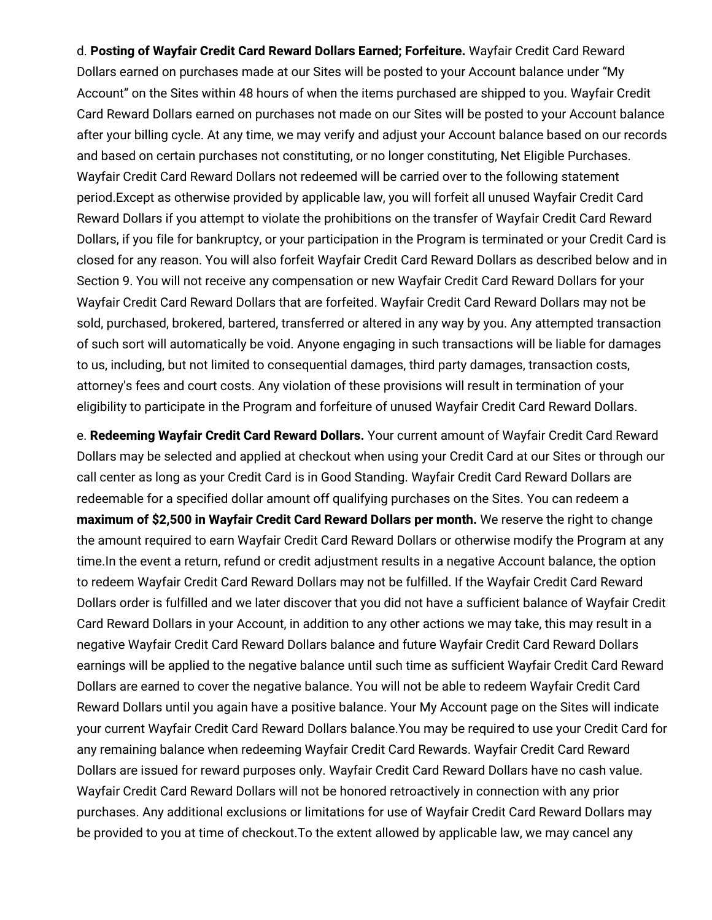d. **Posting of Wayfair Credit Card Reward Dollars Earned; Forfeiture.** Wayfair Credit Card Reward Dollars earned on purchases made at our Sites will be posted to your Account balance under "My Account" on the Sites within 48 hours of when the items purchased are shipped to you. Wayfair Credit Card Reward Dollars earned on purchases not made on our Sites will be posted to your Account balance after your billing cycle. At any time, we may verify and adjust your Account balance based on our records and based on certain purchases not constituting, or no longer constituting, Net Eligible Purchases. Wayfair Credit Card Reward Dollars not redeemed will be carried over to the following statement period.Except as otherwise provided by applicable law, you will forfeit all unused Wayfair Credit Card Reward Dollars if you attempt to violate the prohibitions on the transfer of Wayfair Credit Card Reward Dollars, if you file for bankruptcy, or your participation in the Program is terminated or your Credit Card is closed for any reason. You will also forfeit Wayfair Credit Card Reward Dollars as described below and in Section 9. You will not receive any compensation or new Wayfair Credit Card Reward Dollars for your Wayfair Credit Card Reward Dollars that are forfeited. Wayfair Credit Card Reward Dollars may not be sold, purchased, brokered, bartered, transferred or altered in any way by you. Any attempted transaction of such sort will automatically be void. Anyone engaging in such transactions will be liable for damages to us, including, but not limited to consequential damages, third party damages, transaction costs, attorney's fees and court costs. Any violation of these provisions will result in termination of your eligibility to participate in the Program and forfeiture of unused Wayfair Credit Card Reward Dollars.

e. **Redeeming Wayfair Credit Card Reward Dollars.** Your current amount of Wayfair Credit Card Reward Dollars may be selected and applied at checkout when using your Credit Card at our Sites or through our call center as long as your Credit Card is in Good Standing. Wayfair Credit Card Reward Dollars are redeemable for a specified dollar amount off qualifying purchases on the Sites. You can redeem a **maximum of $2,500 in Wayfair Credit Card Reward Dollars per month.** We reserve the right to change the amount required to earn Wayfair Credit Card Reward Dollars or otherwise modify the Program at any time.In the event a return, refund or credit adjustment results in a negative Account balance, the option to redeem Wayfair Credit Card Reward Dollars may not be fulfilled. If the Wayfair Credit Card Reward Dollars order is fulfilled and we later discover that you did not have a sufficient balance of Wayfair Credit Card Reward Dollars in your Account, in addition to any other actions we may take, this may result in a negative Wayfair Credit Card Reward Dollars balance and future Wayfair Credit Card Reward Dollars earnings will be applied to the negative balance until such time as sufficient Wayfair Credit Card Reward Dollars are earned to cover the negative balance. You will not be able to redeem Wayfair Credit Card Reward Dollars until you again have a positive balance. Your My Account page on the Sites will indicate your current Wayfair Credit Card Reward Dollars balance.You may be required to use your Credit Card for any remaining balance when redeeming Wayfair Credit Card Rewards. Wayfair Credit Card Reward Dollars are issued for reward purposes only. Wayfair Credit Card Reward Dollars have no cash value. Wayfair Credit Card Reward Dollars will not be honored retroactively in connection with any prior purchases. Any additional exclusions or limitations for use of Wayfair Credit Card Reward Dollars may be provided to you at time of checkout.To the extent allowed by applicable law, we may cancel any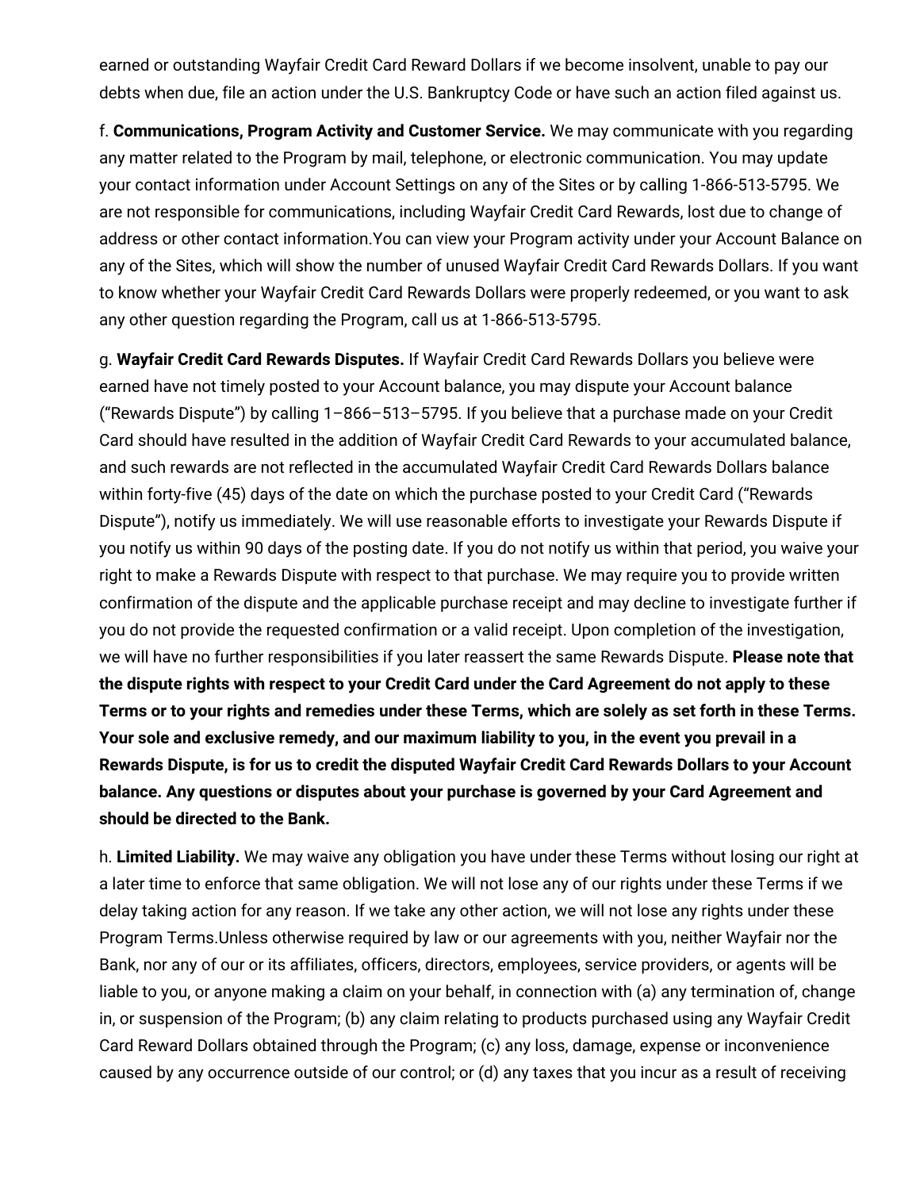earned or outstanding Wayfair Credit Card Reward Dollars if we become insolvent, unable to pay our debts when due, file an action under the U.S. Bankruptcy Code or have such an action filed against us.

f. **Communications, Program Activity and Customer Service.** We may communicate with you regarding any matter related to the Program by mail, telephone, or electronic communication. You may update your contact information under Account Settings on any of the Sites or by calling 1-866-513-5795. We are not responsible for communications, including Wayfair Credit Card Rewards, lost due to change of address or other contact information.You can view your Program activity under your Account Balance on any of the Sites, which will show the number of unused Wayfair Credit Card Rewards Dollars. If you want to know whether your Wayfair Credit Card Rewards Dollars were properly redeemed, or you want to ask any other question regarding the Program, call us at 1-866-513-5795.

g. **Wayfair Credit Card Rewards Disputes.** If Wayfair Credit Card Rewards Dollars you believe were earned have not timely posted to your Account balance, you may dispute your Account balance ("Rewards Dispute") by calling 1–866–513–5795. If you believe that a purchase made on your Credit Card should have resulted in the addition of Wayfair Credit Card Rewards to your accumulated balance, and such rewards are not reflected in the accumulated Wayfair Credit Card Rewards Dollars balance within forty-five (45) days of the date on which the purchase posted to your Credit Card ("Rewards Dispute"), notify us immediately. We will use reasonable efforts to investigate your Rewards Dispute if you notify us within 90 days of the posting date. If you do not notify us within that period, you waive your right to make a Rewards Dispute with respect to that purchase. We may require you to provide written confirmation of the dispute and the applicable purchase receipt and may decline to investigate further if you do not provide the requested confirmation or a valid receipt. Upon completion of the investigation, we will have no further responsibilities if you later reassert the same Rewards Dispute. **Please note that the dispute rights with respect to your Credit Card under the Card Agreement do not apply to these Terms or to your rights and remedies under these Terms, which are solely as set forth in these Terms. Your sole and exclusive remedy, and our maximum liability to you, in the event you prevail in a Rewards Dispute, is for us to credit the disputed Wayfair Credit Card Rewards Dollars to your Account balance. Any questions or disputes about your purchase is governed by your Card Agreement and should be directed to the Bank.**

h. **Limited Liability.** We may waive any obligation you have under these Terms without losing our right at a later time to enforce that same obligation. We will not lose any of our rights under these Terms if we delay taking action for any reason. If we take any other action, we will not lose any rights under these Program Terms.Unless otherwise required by law or our agreements with you, neither Wayfair nor the Bank, nor any of our or its affiliates, officers, directors, employees, service providers, or agents will be liable to you, or anyone making a claim on your behalf, in connection with (a) any termination of, change in, or suspension of the Program; (b) any claim relating to products purchased using any Wayfair Credit Card Reward Dollars obtained through the Program; (c) any loss, damage, expense or inconvenience caused by any occurrence outside of our control; or (d) any taxes that you incur as a result of receiving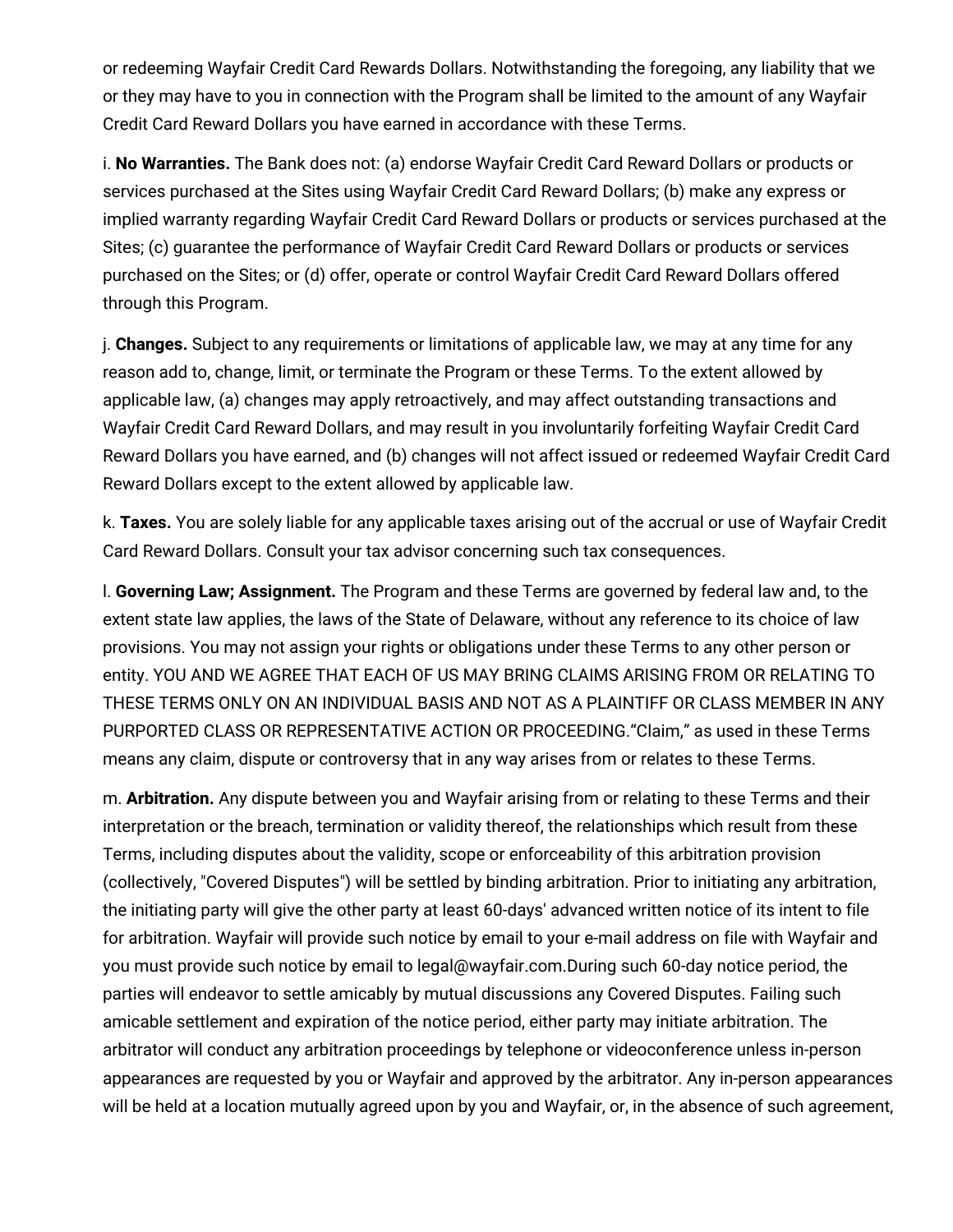or redeeming Wayfair Credit Card Rewards Dollars. Notwithstanding the foregoing, any liability that we or they may have to you in connection with the Program shall be limited to the amount of any Wayfair Credit Card Reward Dollars you have earned in accordance with these Terms.

i. **No Warranties.** The Bank does not: (a) endorse Wayfair Credit Card Reward Dollars or products or services purchased at the Sites using Wayfair Credit Card Reward Dollars; (b) make any express or implied warranty regarding Wayfair Credit Card Reward Dollars or products or services purchased at the Sites; (c) guarantee the performance of Wayfair Credit Card Reward Dollars or products or services purchased on the Sites; or (d) offer, operate or control Wayfair Credit Card Reward Dollars offered through this Program.

j. **Changes.** Subject to any requirements or limitations of applicable law, we may at any time for any reason add to, change, limit, or terminate the Program or these Terms. To the extent allowed by applicable law, (a) changes may apply retroactively, and may affect outstanding transactions and Wayfair Credit Card Reward Dollars, and may result in you involuntarily forfeiting Wayfair Credit Card Reward Dollars you have earned, and (b) changes will not affect issued or redeemed Wayfair Credit Card Reward Dollars except to the extent allowed by applicable law.

k. **Taxes.** You are solely liable for any applicable taxes arising out of the accrual or use of Wayfair Credit Card Reward Dollars. Consult your tax advisor concerning such tax consequences.

l. **Governing Law; Assignment.** The Program and these Terms are governed by federal law and, to the extent state law applies, the laws of the State of Delaware, without any reference to its choice of law provisions. You may not assign your rights or obligations under these Terms to any other person or entity. YOU AND WE AGREE THAT EACH OF US MAY BRING CLAIMS ARISING FROM OR RELATING TO THESE TERMS ONLY ON AN INDIVIDUAL BASIS AND NOT AS A PLAINTIFF OR CLASS MEMBER IN ANY PURPORTED CLASS OR REPRESENTATIVE ACTION OR PROCEEDING."Claim," as used in these Terms means any claim, dispute or controversy that in any way arises from or relates to these Terms.

m. **Arbitration.** Any dispute between you and Wayfair arising from or relating to these Terms and their interpretation or the breach, termination or validity thereof, the relationships which result from these Terms, including disputes about the validity, scope or enforceability of this arbitration provision (collectively, "Covered Disputes") will be settled by binding arbitration. Prior to initiating any arbitration, the initiating party will give the other party at least 60-days' advanced written notice of its intent to file for arbitration. Wayfair will provide such notice by email to your e-mail address on file with Wayfair and you must provide such notice by email to legal@wayfair.com.During such 60-day notice period, the parties will endeavor to settle amicably by mutual discussions any Covered Disputes. Failing such amicable settlement and expiration of the notice period, either party may initiate arbitration. The arbitrator will conduct any arbitration proceedings by telephone or videoconference unless in-person appearances are requested by you or Wayfair and approved by the arbitrator. Any in-person appearances will be held at a location mutually agreed upon by you and Wayfair, or, in the absence of such agreement,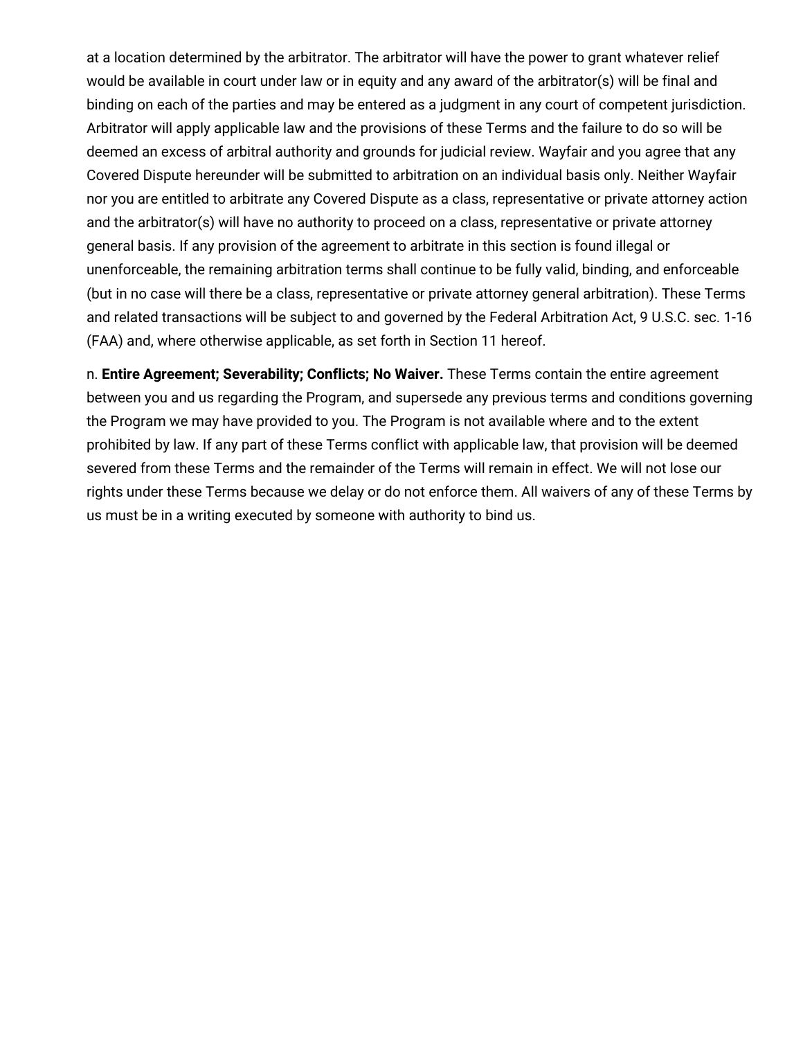at a location determined by the arbitrator. The arbitrator will have the power to grant whatever relief would be available in court under law or in equity and any award of the arbitrator(s) will be final and binding on each of the parties and may be entered as a judgment in any court of competent jurisdiction. Arbitrator will apply applicable law and the provisions of these Terms and the failure to do so will be deemed an excess of arbitral authority and grounds for judicial review. Wayfair and you agree that any Covered Dispute hereunder will be submitted to arbitration on an individual basis only. Neither Wayfair nor you are entitled to arbitrate any Covered Dispute as a class, representative or private attorney action and the arbitrator(s) will have no authority to proceed on a class, representative or private attorney general basis. If any provision of the agreement to arbitrate in this section is found illegal or unenforceable, the remaining arbitration terms shall continue to be fully valid, binding, and enforceable (but in no case will there be a class, representative or private attorney general arbitration). These Terms and related transactions will be subject to and governed by the Federal Arbitration Act, 9 U.S.C. sec. 1-16 (FAA) and, where otherwise applicable, as set forth in Section 11 hereof.

n. **Entire Agreement; Severability; Conflicts; No Waiver.** These Terms contain the entire agreement between you and us regarding the Program, and supersede any previous terms and conditions governing the Program we may have provided to you. The Program is not available where and to the extent prohibited by law. If any part of these Terms conflict with applicable law, that provision will be deemed severed from these Terms and the remainder of the Terms will remain in effect. We will not lose our rights under these Terms because we delay or do not enforce them. All waivers of any of these Terms by us must be in a writing executed by someone with authority to bind us.